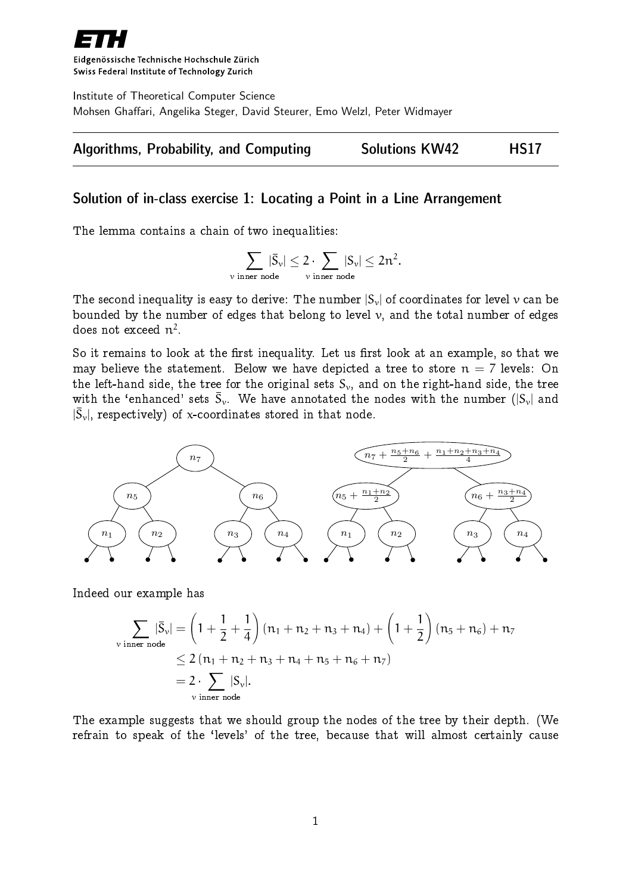Eidgenössische Technische Hochschule Zürich
Swiss Federal Institute of Technology Zurich

Institute of Theoretical Computer Science
Mohsen Ghaffari, Angelika Steger, David Steurer, Emo Welzl, Peter Widmayer

**Algorithms, Probability, and Computing** **Solutions KW42** **HS17**

## Solution of in-class exercise 1: Locating a Point in a Line Arrangement

The lemma contains a chain of two inequalities:

$$\sum_{v \text{ inner node}} |\bar{S}_v| \leq 2 \cdot \sum_{v \text{ inner node}} |S_v| \leq 2n^2.$$

The second inequality is easy to derive: The number $|S_v|$ of coordinates for level $v$ can be bounded by the number of edges that belong to level $v$, and the total number of edges does not exceed $n^2$.

So it remains to look at the first inequality. Let us first look at an example, so that we may believe the statement. Below we have depicted a tree to store $n = 7$ levels: On the left-hand side, the tree for the original sets $S_v$, and on the right-hand side, the tree with the 'enhanced' sets $\bar{S}_v$. We have annotated the nodes with the number ($|S_v|$ and $|\bar{S}_v|$, respectively) of $x$-coordinates stored in that node.

Indeed our example has

$$\begin{aligned}
\sum_{v \text{ inner node}} |\bar{S}_v| &= \left(1 + \frac{1}{2} + \frac{1}{4}\right)(n_1 + n_2 + n_3 + n_4) + \left(1 + \frac{1}{2}\right)(n_5 + n_6) + n_7 \\
&\leq 2\,(n_1 + n_2 + n_3 + n_4 + n_5 + n_6 + n_7) \\
&= 2 \cdot \sum_{v \text{ inner node}} |S_v|.
\end{aligned}$$

The example suggests that we should group the nodes of the tree by their depth. (We refrain to speak of the 'levels' of the tree, because that will almost certainly cause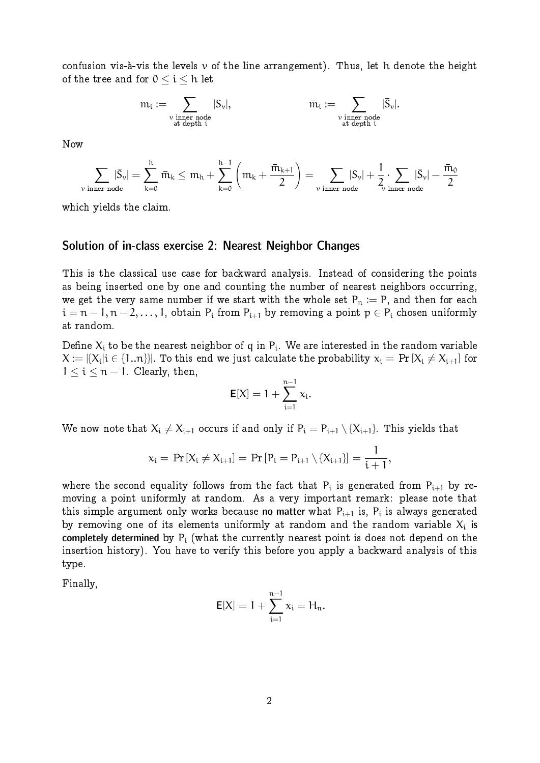confusion vis-à-vis the levels $v$ of the line arrangement). Thus, let $h$ denote the height of the tree and for $0 \le i \le h$ let

$$m_i := \sum_{\substack{v \text{ inner node} \\ \text{at depth } i}} |S_v|, \qquad \bar{m}_i := \sum_{\substack{v \text{ inner node} \\ \text{at depth } i}} |\bar{S}_v|.$$

Now

$$\sum_{v \text{ inner node}} |\bar{S}_v| = \sum_{k=0}^{h} \bar{m}_k \le m_h + \sum_{k=0}^{h-1} \left( m_k + \frac{\bar{m}_{k+1}}{2} \right) = \sum_{v \text{ inner node}} |S_v| + \frac{1}{2} \cdot \sum_{v \text{ inner node}} |\bar{S}_v| - \frac{\bar{m}_0}{2}$$

which yields the claim.

## Solution of in-class exercise 2: Nearest Neighbor Changes

This is the classical use case for backward analysis. Instead of considering the points as being inserted one by one and counting the number of nearest neighbors occurring, we get the very same number if we start with the whole set $P_n := P$, and then for each $i = n-1, n-2, \ldots, 1$, obtain $P_i$ from $P_{i+1}$ by removing a point $p \in P_i$ chosen uniformly at random.

Define $X_i$ to be the nearest neighbor of $q$ in $P_i$. We are interested in the random variable $X := |\{X_i | i \in \{1..n\}\}|$. To this end we just calculate the probability $x_i = \Pr[X_i \ne X_{i+1}]$ for $1 \le i \le n-1$. Clearly, then,

$$\mathbf{E}[X] = 1 + \sum_{i=1}^{n-1} x_i.$$

We now note that $X_i \ne X_{i+1}$ occurs if and only if $P_i = P_{i+1} \setminus \{X_{i+1}\}$. This yields that

$$x_i = \Pr[X_i \ne X_{i+1}] = \Pr[P_i = P_{i+1} \setminus \{X_{i+1}\}] = \frac{1}{i+1},$$

where the second equality follows from the fact that $P_i$ is generated from $P_{i+1}$ by removing a point uniformly at random. As a very important remark: please note that this simple argument only works because **no matter** what $P_{i+1}$ is, $P_i$ is always generated by removing one of its elements uniformly at random and the random variable $X_i$ **is completely determined** by $P_i$ (what the currently nearest point is does not depend on the insertion history). You have to verify this before you apply a backward analysis of this type.

Finally,

$$\mathbf{E}[X] = 1 + \sum_{i=1}^{n-1} x_i = H_n.$$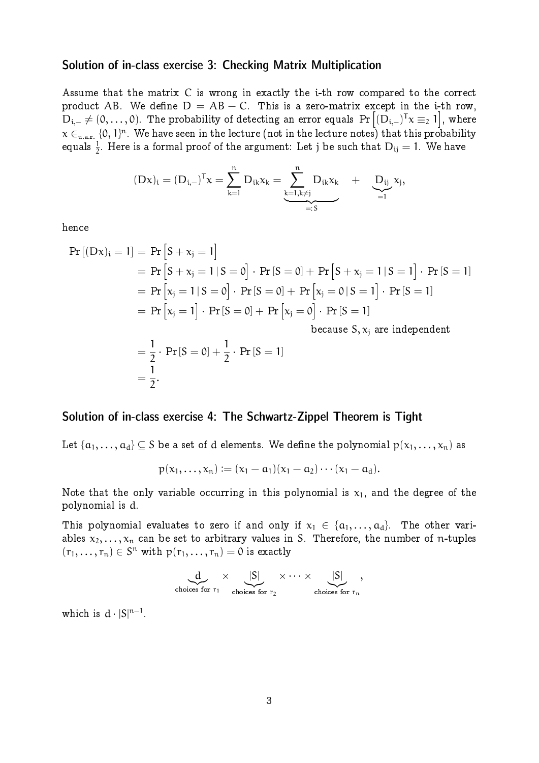## Solution of in-class exercise 3: Checking Matrix Multiplication

Assume that the matrix $C$ is wrong in exactly the i-th row compared to the correct product $AB$. We define $D = AB - C$. This is a zero-matrix except in the i-th row, $D_{i,-} \neq (0, \dots, 0)$. The probability of detecting an error equals $\Pr\left[(D_{i,-})^T x \equiv_2 1\right]$, where $x \in_{\text{u.a.r.}} \{0,1\}^n$. We have seen in the lecture (not in the lecture notes) that this probability equals $\frac{1}{2}$. Here is a formal proof of the argument: Let $j$ be such that $D_{ij} = 1$. We have

$$(Dx)_i = (D_{i,-})^T x = \sum_{k=1}^{n} D_{ik} x_k = \underbrace{\sum_{k=1, k \neq j}^{n} D_{ik} x_k}_{=: S} + \underbrace{D_{ij}}_{=1} x_j,$$

hence

$$\begin{aligned}
\Pr\left[(Dx)_i = 1\right] &= \Pr\left[S + x_j = 1\right] \\
&= \Pr\left[S + x_j = 1 \mid S = 0\right] \cdot \Pr\left[S = 0\right] + \Pr\left[S + x_j = 1 \mid S = 1\right] \cdot \Pr\left[S = 1\right] \\
&= \Pr\left[x_j = 1 \mid S = 0\right] \cdot \Pr\left[S = 0\right] + \Pr\left[x_j = 0 \mid S = 1\right] \cdot \Pr\left[S = 1\right] \\
&= \Pr\left[x_j = 1\right] \cdot \Pr\left[S = 0\right] + \Pr\left[x_j = 0\right] \cdot \Pr\left[S = 1\right] \\
&\qquad\qquad\qquad\qquad\qquad\qquad\qquad \text{because } S, x_j \text{ are independent} \\
&= \frac{1}{2} \cdot \Pr\left[S = 0\right] + \frac{1}{2} \cdot \Pr\left[S = 1\right] \\
&= \frac{1}{2}.
\end{aligned}$$

## Solution of in-class exercise 4: The Schwartz-Zippel Theorem is Tight

Let $\{a_1, \dots, a_d\} \subseteq S$ be a set of $d$ elements. We define the polynomial $p(x_1, \dots, x_n)$ as

$$p(x_1, \dots, x_n) := (x_1 - a_1)(x_1 - a_2) \cdots (x_1 - a_d).$$

Note that the only variable occurring in this polynomial is $x_1$, and the degree of the polynomial is $d$.

This polynomial evaluates to zero if and only if $x_1 \in \{a_1, \dots, a_d\}$. The other variables $x_2, \dots, x_n$ can be set to arbitrary values in $S$. Therefore, the number of $n$-tuples $(r_1, \dots, r_n) \in S^n$ with $p(r_1, \dots, r_n) = 0$ is exactly

$$\underbrace{d}_{\text{choices for } r_1} \times \underbrace{|S|}_{\text{choices for } r_2} \times \cdots \times \underbrace{|S|}_{\text{choices for } r_n},$$

which is $d \cdot |S|^{n-1}$.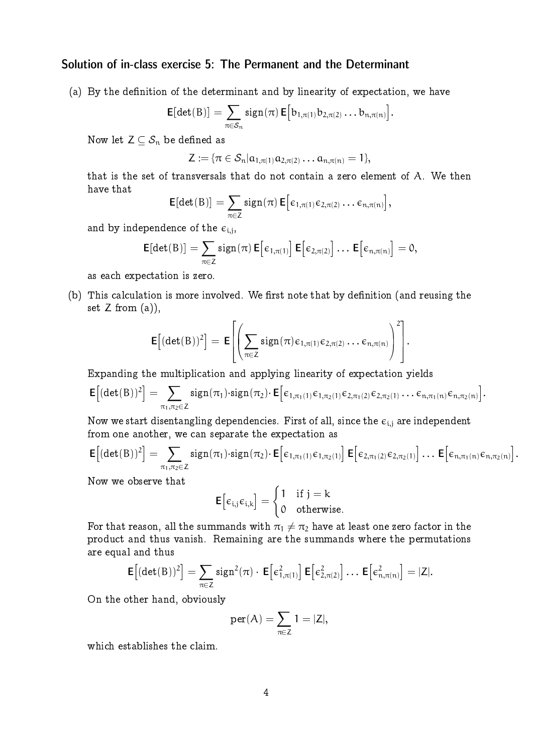## Solution of in-class exercise 5: The Permanent and the Determinant

(a) By the definition of the determinant and by linearity of expectation, we have

$$\mathbf{E}[\det(B)] = \sum_{\pi \in \mathcal{S}_n} \operatorname{sign}(\pi)\, \mathbf{E}\Big[b_{1,\pi(1)} b_{2,\pi(2)} \dots b_{n,\pi(n)}\Big].$$

Now let $Z \subseteq \mathcal{S}_n$ be defined as

$$Z := \{\pi \in \mathcal{S}_n | a_{1,\pi(1)} a_{2,\pi(2)} \dots a_{n,\pi(n)} = 1\},$$

that is the set of transversals that do not contain a zero element of $A$. We then have that

$$\mathbf{E}[\det(B)] = \sum_{\pi \in Z} \operatorname{sign}(\pi)\, \mathbf{E}\Big[\epsilon_{1,\pi(1)} \epsilon_{2,\pi(2)} \dots \epsilon_{n,\pi(n)}\Big],$$

and by independence of the $\epsilon_{i,j}$,

$$\mathbf{E}[\det(B)] = \sum_{\pi \in Z} \operatorname{sign}(\pi)\, \mathbf{E}\Big[\epsilon_{1,\pi(1)}\Big]\, \mathbf{E}\Big[\epsilon_{2,\pi(2)}\Big] \dots \mathbf{E}\Big[\epsilon_{n,\pi(n)}\Big] = 0,$$

as each expectation is zero.

(b) This calculation is more involved. We first note that by definition (and reusing the set $Z$ from (a)),

$$\mathbf{E}\Big[(\det(B))^2\Big] = \mathbf{E}\left[\left(\sum_{\pi \in Z} \operatorname{sign}(\pi) \epsilon_{1,\pi(1)} \epsilon_{2,\pi(2)} \dots \epsilon_{n,\pi(n)}\right)^2\right].$$

Expanding the multiplication and applying linearity of expectation yields

$$\mathbf{E}\Big[(\det(B))^2\Big] = \sum_{\pi_1,\pi_2 \in Z} \operatorname{sign}(\pi_1) \cdot \operatorname{sign}(\pi_2) \cdot \mathbf{E}\Big[\epsilon_{1,\pi_1(1)} \epsilon_{1,\pi_2(1)} \epsilon_{2,\pi_1(2)} \epsilon_{2,\pi_2(1)} \dots \epsilon_{n,\pi_1(n)} \epsilon_{n,\pi_2(n)}\Big].$$

Now we start disentangling dependencies. First of all, since the $\epsilon_{i,j}$ are independent from one another, we can separate the expectation as

$$\mathbf{E}\Big[(\det(B))^2\Big] = \sum_{\pi_1,\pi_2 \in Z} \operatorname{sign}(\pi_1) \cdot \operatorname{sign}(\pi_2) \cdot \mathbf{E}\Big[\epsilon_{1,\pi_1(1)} \epsilon_{1,\pi_2(1)}\Big]\, \mathbf{E}\Big[\epsilon_{2,\pi_1(2)} \epsilon_{2,\pi_2(1)}\Big] \dots \mathbf{E}\Big[\epsilon_{n,\pi_1(n)} \epsilon_{n,\pi_2(n)}\Big].$$

Now we observe that

$$\mathbf{E}\Big[\epsilon_{i,j} \epsilon_{i,k}\Big] = \begin{cases} 1 & \text{if } j = k \\ 0 & \text{otherwise.} \end{cases}$$

For that reason, all the summands with $\pi_1 \neq \pi_2$ have at least one zero factor in the product and thus vanish. Remaining are the summands where the permutations are equal and thus

$$\mathbf{E}\Big[(\det(B))^2\Big] = \sum_{\pi \in Z} \operatorname{sign}^2(\pi) \cdot \mathbf{E}\Big[\epsilon_{1,\pi(1)}^2\Big]\, \mathbf{E}\Big[\epsilon_{2,\pi(2)}^2\Big] \dots \mathbf{E}\Big[\epsilon_{n,\pi(n)}^2\Big] = |Z|.$$

On the other hand, obviously

$$\operatorname{per}(A) = \sum_{\pi \in Z} 1 = |Z|,$$

which establishes the claim.